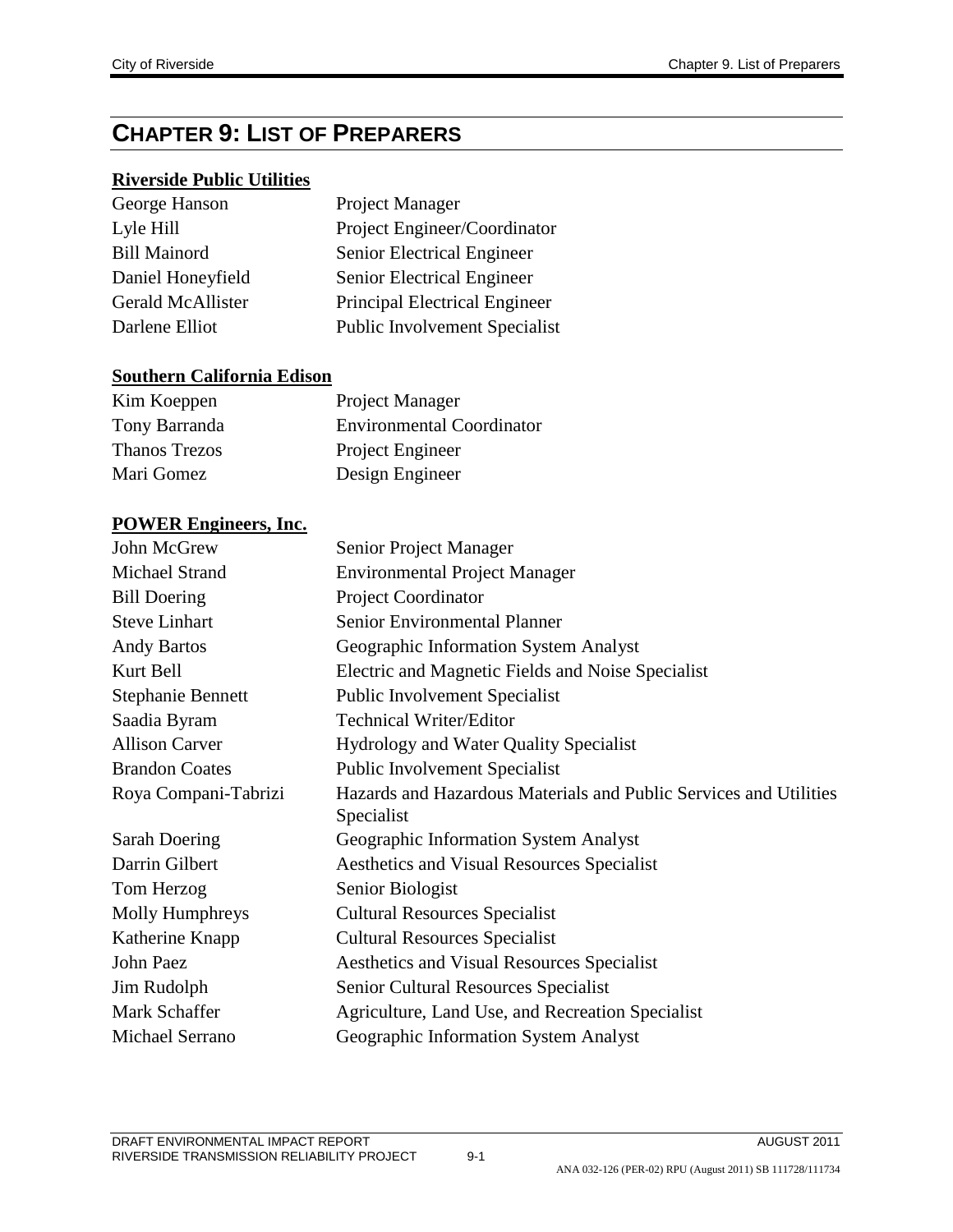# CHAPTER 9: LIST OF PREPARERS

**Riverside Public Utilities**

| | |
|---|---|
| George Hanson | Project Manager |
| Lyle Hill | Project Engineer/Coordinator |
| Bill Mainord | Senior Electrical Engineer |
| Daniel Honeyfield | Senior Electrical Engineer |
| Gerald McAllister | Principal Electrical Engineer |
| Darlene Elliot | Public Involvement Specialist |

**Southern California Edison**

| | |
|---|---|
| Kim Koeppen | Project Manager |
| Tony Barranda | Environmental Coordinator |
| Thanos Trezos | Project Engineer |
| Mari Gomez | Design Engineer |

**POWER Engineers, Inc.**

| | |
|---|---|
| John McGrew | Senior Project Manager |
| Michael Strand | Environmental Project Manager |
| Bill Doering | Project Coordinator |
| Steve Linhart | Senior Environmental Planner |
| Andy Bartos | Geographic Information System Analyst |
| Kurt Bell | Electric and Magnetic Fields and Noise Specialist |
| Stephanie Bennett | Public Involvement Specialist |
| Saadia Byram | Technical Writer/Editor |
| Allison Carver | Hydrology and Water Quality Specialist |
| Brandon Coates | Public Involvement Specialist |
| Roya Compani-Tabrizi | Hazards and Hazardous Materials and Public Services and Utilities Specialist |
| Sarah Doering | Geographic Information System Analyst |
| Darrin Gilbert | Aesthetics and Visual Resources Specialist |
| Tom Herzog | Senior Biologist |
| Molly Humphreys | Cultural Resources Specialist |
| Katherine Knapp | Cultural Resources Specialist |
| John Paez | Aesthetics and Visual Resources Specialist |
| Jim Rudolph | Senior Cultural Resources Specialist |
| Mark Schaffer | Agriculture, Land Use, and Recreation Specialist |
| Michael Serrano | Geographic Information System Analyst |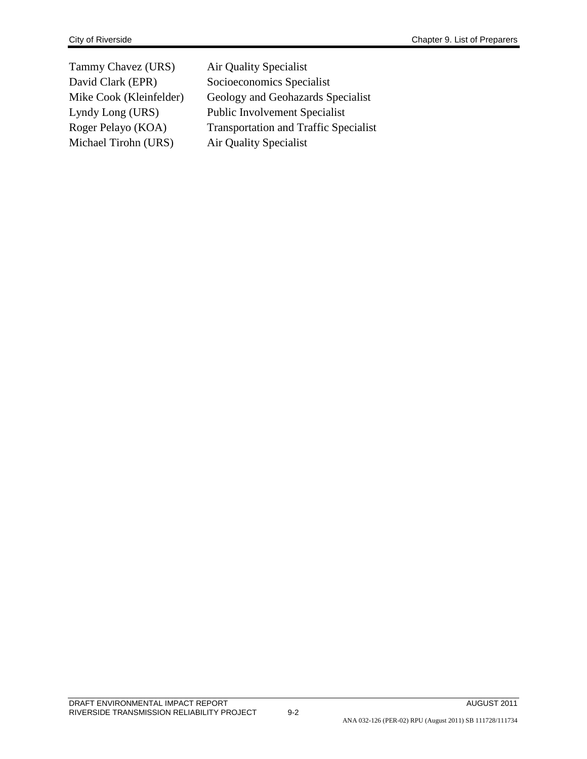| | |
|---|---|
| Tammy Chavez (URS) | Air Quality Specialist |
| David Clark (EPR) | Socioeconomics Specialist |
| Mike Cook (Kleinfelder) | Geology and Geohazards Specialist |
| Lyndy Long (URS) | Public Involvement Specialist |
| Roger Pelayo (KOA) | Transportation and Traffic Specialist |
| Michael Tirohn (URS) | Air Quality Specialist |